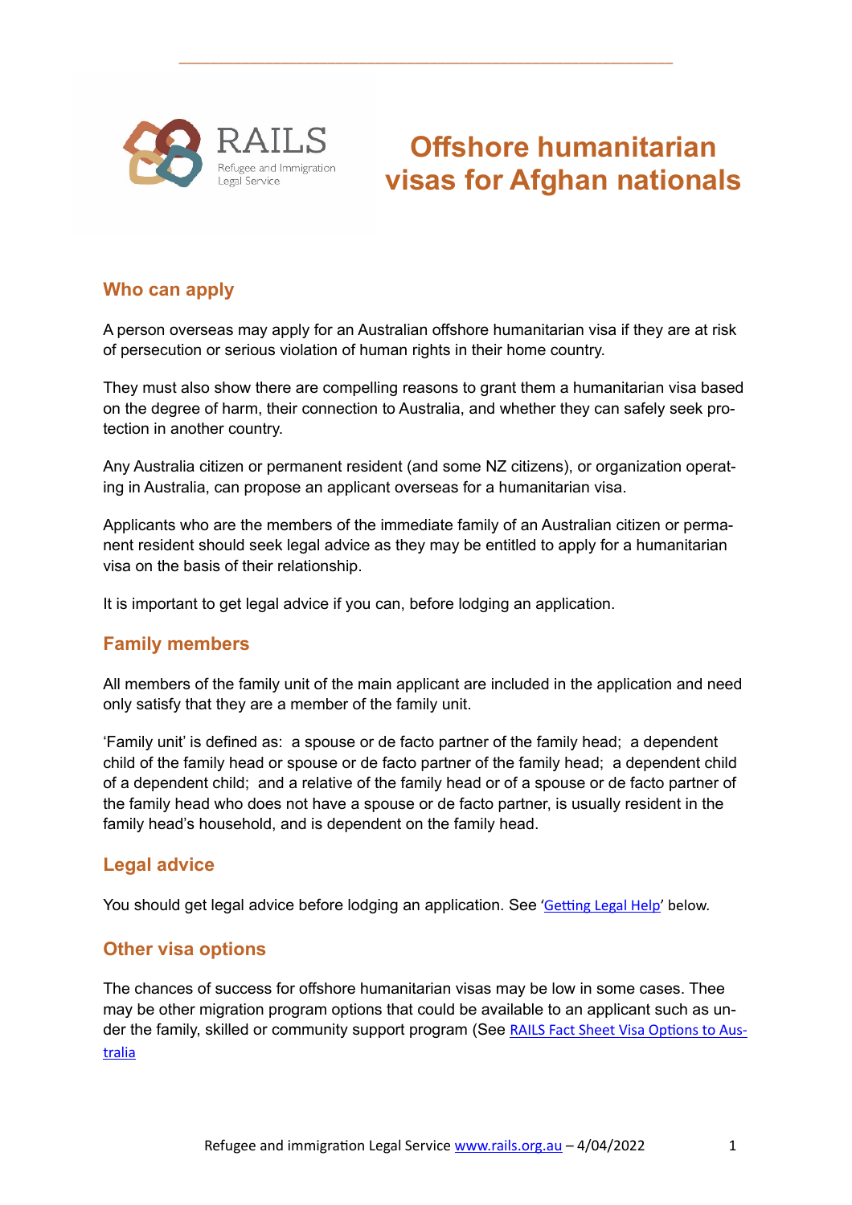RAILS Refugee and Immigration Legal Service

# Offshore humanitarian visas for Afghan nationals

## Who can apply

A person overseas may apply for an Australian offshore humanitarian visa if they are at risk of persecution or serious violation of human rights in their home country.

They must also show there are compelling reasons to grant them a humanitarian visa based on the degree of harm, their connection to Australia, and whether they can safely seek protection in another country.

Any Australia citizen or permanent resident (and some NZ citizens), or organization operating in Australia, can propose an applicant overseas for a humanitarian visa.

Applicants who are the members of the immediate family of an Australian citizen or permanent resident should seek legal advice as they may be entitled to apply for a humanitarian visa on the basis of their relationship.

It is important to get legal advice if you can, before lodging an application.

## Family members

All members of the family unit of the main applicant are included in the application and need only satisfy that they are a member of the family unit.

'Family unit' is defined as: a spouse or de facto partner of the family head; a dependent child of the family head or spouse or de facto partner of the family head; a dependent child of a dependent child; and a relative of the family head or of a spouse or de facto partner of the family head who does not have a spouse or de facto partner, is usually resident in the family head's household, and is dependent on the family head.

## Legal advice

You should get legal advice before lodging an application. See '[Getting Legal Help]' below.

## Other visa options

The chances of success for offshore humanitarian visas may be low in some cases. Thee may be other migration program options that could be available to an applicant such as under the family, skilled or community support program (See [RAILS Fact Sheet Visa Options to Australia]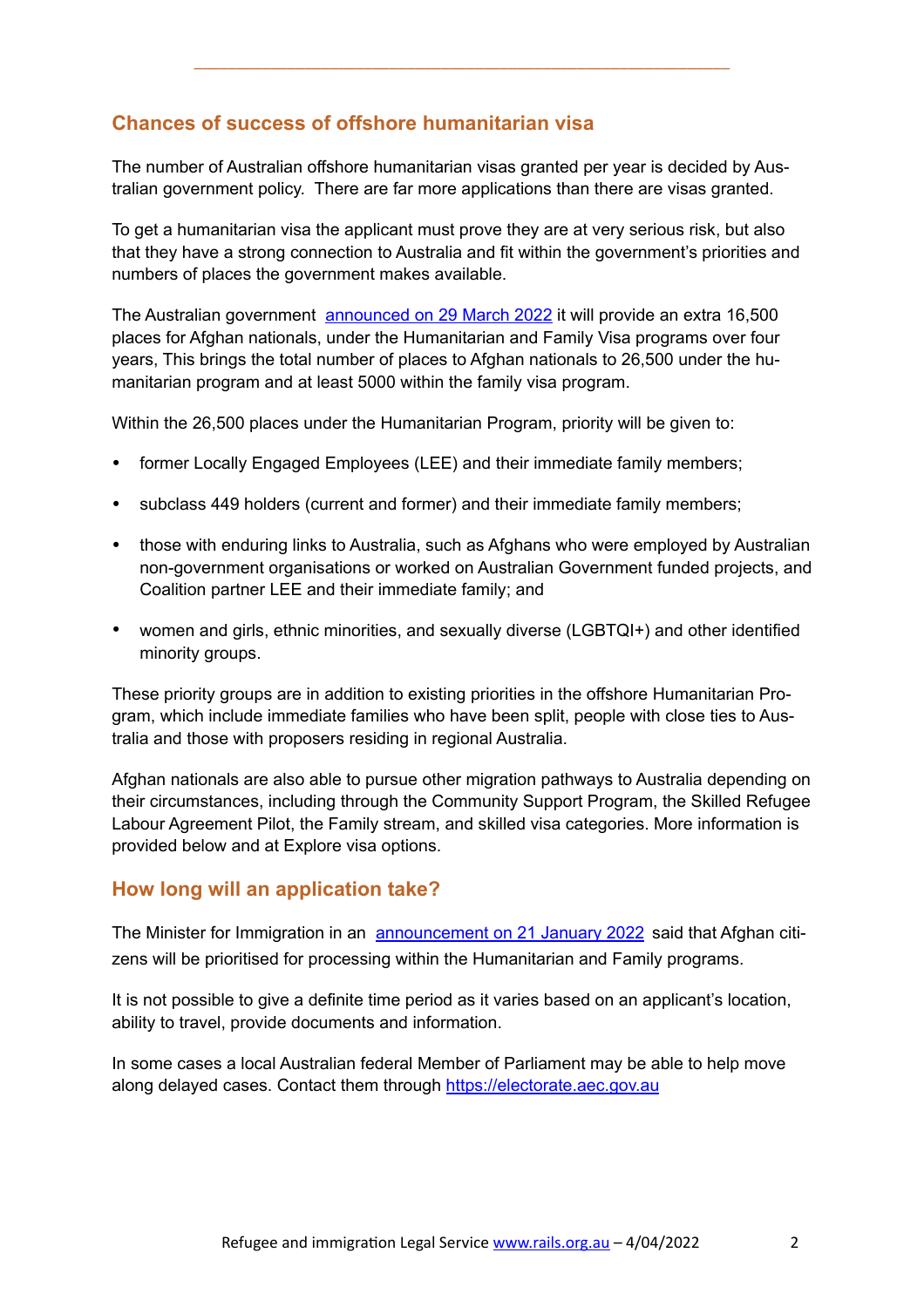## Chances of success of offshore humanitarian visa

The number of Australian offshore humanitarian visas granted per year is decided by Australian government policy. There are far more applications than there are visas granted.

To get a humanitarian visa the applicant must prove they are at very serious risk, but also that they have a strong connection to Australia and fit within the government's priorities and numbers of places the government makes available.

The Australian government [announced on 29 March 2022](#) it will provide an extra 16,500 places for Afghan nationals, under the Humanitarian and Family Visa programs over four years, This brings the total number of places to Afghan nationals to 26,500 under the humanitarian program and at least 5000 within the family visa program.

Within the 26,500 places under the Humanitarian Program, priority will be given to:

- former Locally Engaged Employees (LEE) and their immediate family members;
- subclass 449 holders (current and former) and their immediate family members;
- those with enduring links to Australia, such as Afghans who were employed by Australian non-government organisations or worked on Australian Government funded projects, and Coalition partner LEE and their immediate family; and
- women and girls, ethnic minorities, and sexually diverse (LGBTQI+) and other identified minority groups.

These priority groups are in addition to existing priorities in the offshore Humanitarian Program, which include immediate families who have been split, people with close ties to Australia and those with proposers residing in regional Australia.

Afghan nationals are also able to pursue other migration pathways to Australia depending on their circumstances, including through the Community Support Program, the Skilled Refugee Labour Agreement Pilot, the Family stream, and skilled visa categories. More information is provided below and at Explore visa options.

## How long will an application take?

The Minister for Immigration in an [announcement on 21 January 2022](#) said that Afghan citizens will be prioritised for processing within the Humanitarian and Family programs.

It is not possible to give a definite time period as it varies based on an applicant's location, ability to travel, provide documents and information.

In some cases a local Australian federal Member of Parliament may be able to help move along delayed cases. Contact them through https://electorate.aec.gov.au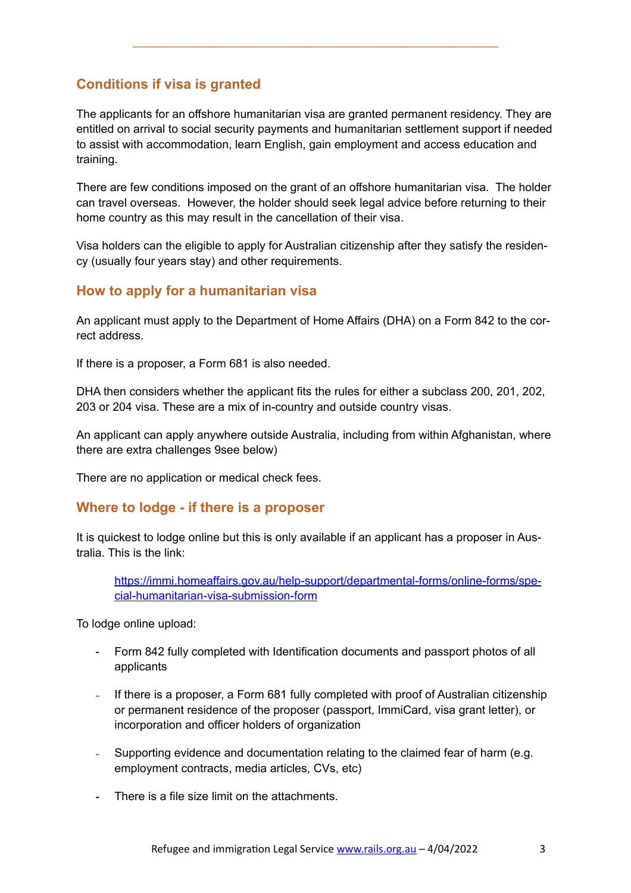## Conditions if visa is granted

The applicants for an offshore humanitarian visa are granted permanent residency. They are entitled on arrival to social security payments and humanitarian settlement support if needed to assist with accommodation, learn English, gain employment and access education and training.

There are few conditions imposed on the grant of an offshore humanitarian visa. The holder can travel overseas. However, the holder should seek legal advice before returning to their home country as this may result in the cancellation of their visa.

Visa holders can the eligible to apply for Australian citizenship after they satisfy the residency (usually four years stay) and other requirements.

## How to apply for a humanitarian visa

An applicant must apply to the Department of Home Affairs (DHA) on a Form 842 to the correct address.

If there is a proposer, a Form 681 is also needed.

DHA then considers whether the applicant fits the rules for either a subclass 200, 201, 202, 203 or 204 visa. These are a mix of in-country and outside country visas.

An applicant can apply anywhere outside Australia, including from within Afghanistan, where there are extra challenges 9see below)

There are no application or medical check fees.

## Where to lodge - if there is a proposer

It is quickest to lodge online but this is only available if an applicant has a proposer in Australia. This is the link:

> https://immi.homeaffairs.gov.au/help-support/departmental-forms/online-forms/special-humanitarian-visa-submission-form

To lodge online upload:

- Form 842 fully completed with Identification documents and passport photos of all applicants
- If there is a proposer, a Form 681 fully completed with proof of Australian citizenship or permanent residence of the proposer (passport, ImmiCard, visa grant letter), or incorporation and officer holders of organization
- Supporting evidence and documentation relating to the claimed fear of harm (e.g. employment contracts, media articles, CVs, etc)
- There is a file size limit on the attachments.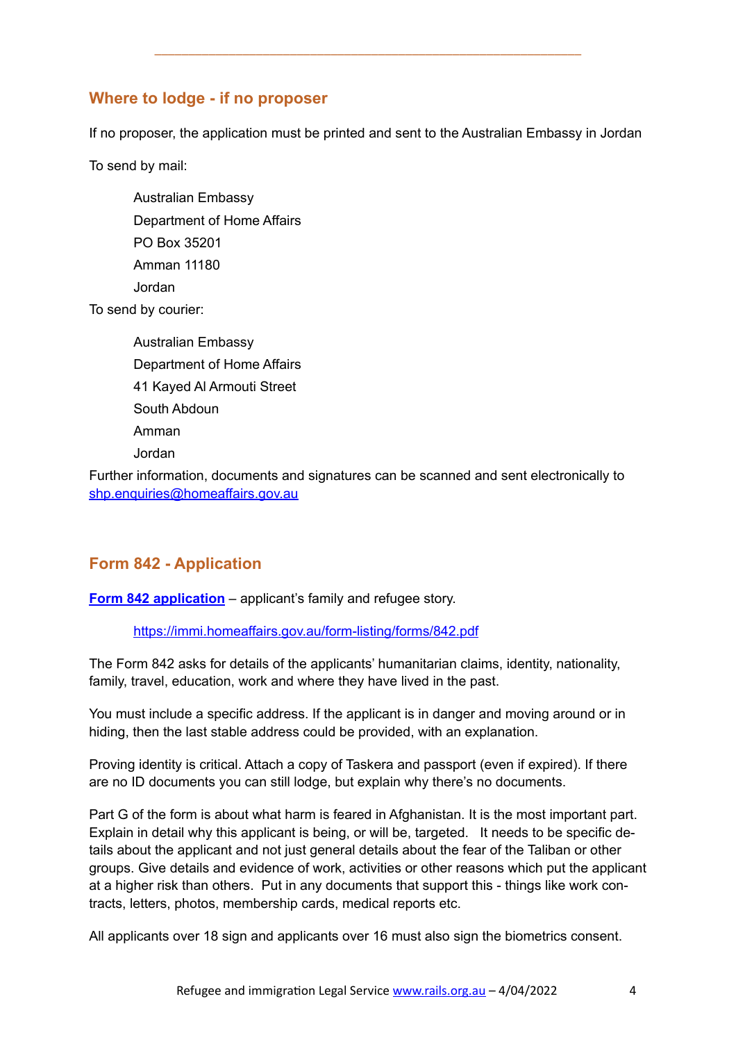## Where to lodge - if no proposer

If no proposer, the application must be printed and sent to the Australian Embassy in Jordan

To send by mail:

Australian Embassy
Department of Home Affairs
PO Box 35201
Amman 11180
Jordan

To send by courier:

Australian Embassy
Department of Home Affairs
41 Kayed Al Armouti Street
South Abdoun
Amman
Jordan

Further information, documents and signatures can be scanned and sent electronically to [shp.enquiries@homeaffairs.gov.au](mailto:shp.enquiries@homeaffairs.gov.au)

## Form 842 - Application

**[Form 842 application](https://immi.homeaffairs.gov.au/form-listing/forms/842.pdf)** – applicant's family and refugee story.

https://immi.homeaffairs.gov.au/form-listing/forms/842.pdf

The Form 842 asks for details of the applicants' humanitarian claims, identity, nationality, family, travel, education, work and where they have lived in the past.

You must include a specific address. If the applicant is in danger and moving around or in hiding, then the last stable address could be provided, with an explanation.

Proving identity is critical. Attach a copy of Taskera and passport (even if expired). If there are no ID documents you can still lodge, but explain why there's no documents.

Part G of the form is about what harm is feared in Afghanistan. It is the most important part. Explain in detail why this applicant is being, or will be, targeted. It needs to be specific details about the applicant and not just general details about the fear of the Taliban or other groups. Give details and evidence of work, activities or other reasons which put the applicant at a higher risk than others. Put in any documents that support this - things like work contracts, letters, photos, membership cards, medical reports etc.

All applicants over 18 sign and applicants over 16 must also sign the biometrics consent.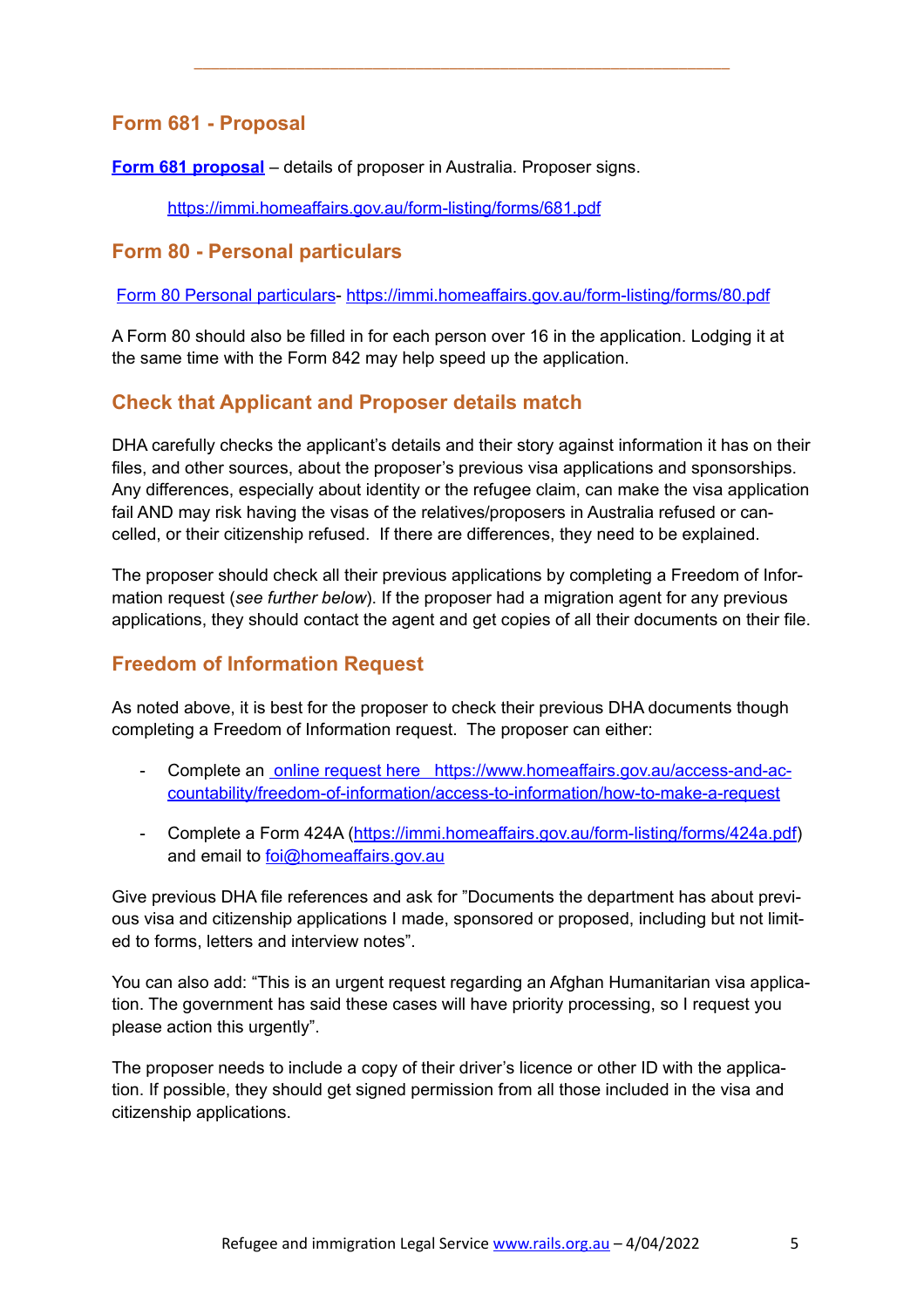## Form 681 - Proposal

[**Form 681 proposal**](https://immi.homeaffairs.gov.au/form-listing/forms/681.pdf) – details of proposer in Australia. Proposer signs.

https://immi.homeaffairs.gov.au/form-listing/forms/681.pdf

## Form 80 - Personal particulars

[Form 80 Personal particulars](https://immi.homeaffairs.gov.au/form-listing/forms/80.pdf)- https://immi.homeaffairs.gov.au/form-listing/forms/80.pdf

A Form 80 should also be filled in for each person over 16 in the application. Lodging it at the same time with the Form 842 may help speed up the application.

## Check that Applicant and Proposer details match

DHA carefully checks the applicant's details and their story against information it has on their files, and other sources, about the proposer's previous visa applications and sponsorships. Any differences, especially about identity or the refugee claim, can make the visa application fail AND may risk having the visas of the relatives/proposers in Australia refused or cancelled, or their citizenship refused. If there are differences, they need to be explained.

The proposer should check all their previous applications by completing a Freedom of Information request (*see further below*). If the proposer had a migration agent for any previous applications, they should contact the agent and get copies of all their documents on their file.

## Freedom of Information Request

As noted above, it is best for the proposer to check their previous DHA documents though completing a Freedom of Information request. The proposer can either:

- Complete an [online request here](https://www.homeaffairs.gov.au/access-and-accountability/freedom-of-information/access-to-information/how-to-make-a-request) https://www.homeaffairs.gov.au/access-and-accountability/freedom-of-information/access-to-information/how-to-make-a-request
- Complete a Form 424A (https://immi.homeaffairs.gov.au/form-listing/forms/424a.pdf) and email to foi@homeaffairs.gov.au

Give previous DHA file references and ask for "Documents the department has about previous visa and citizenship applications I made, sponsored or proposed, including but not limited to forms, letters and interview notes".

You can also add: "This is an urgent request regarding an Afghan Humanitarian visa application. The government has said these cases will have priority processing, so I request you please action this urgently".

The proposer needs to include a copy of their driver's licence or other ID with the application. If possible, they should get signed permission from all those included in the visa and citizenship applications.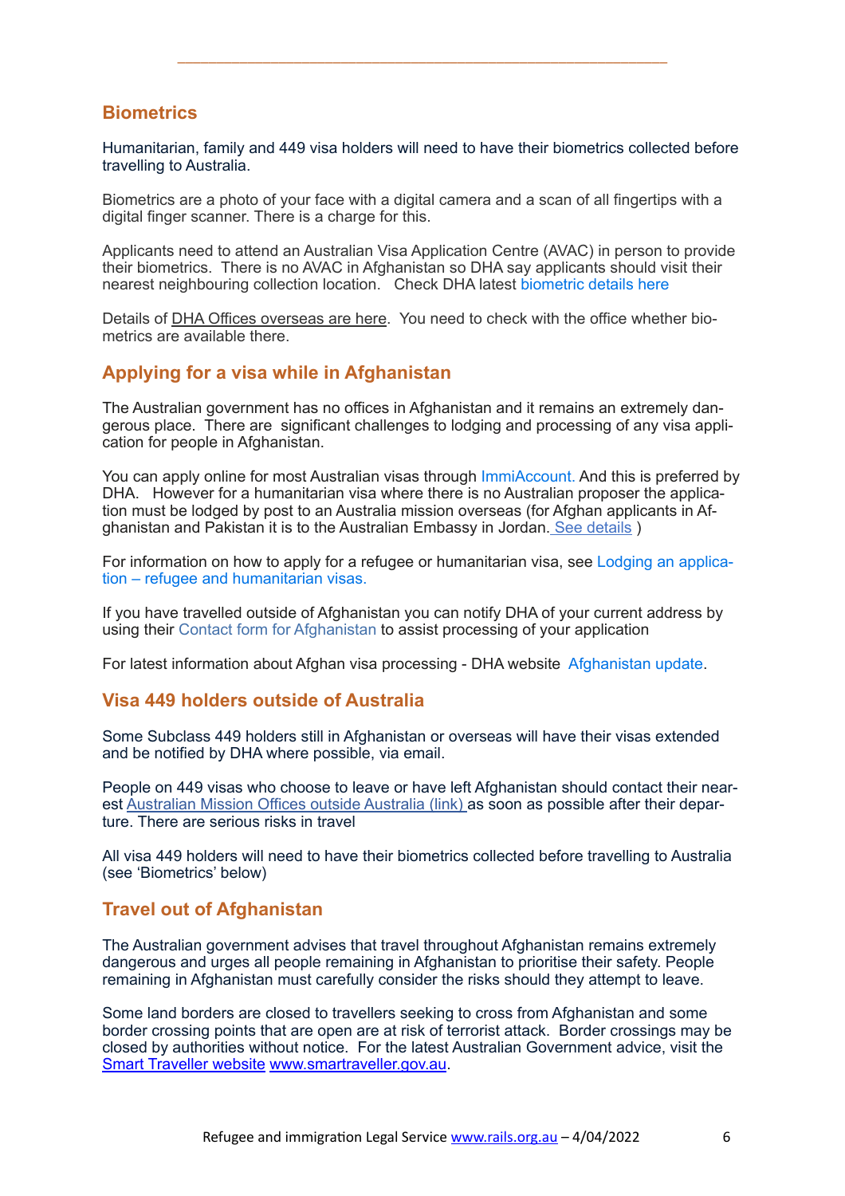## Biometrics

Humanitarian, family and 449 visa holders will need to have their biometrics collected before travelling to Australia.

Biometrics are a photo of your face with a digital camera and a scan of all fingertips with a digital finger scanner. There is a charge for this.

Applicants need to attend an Australian Visa Application Centre (AVAC) in person to provide their biometrics. There is no AVAC in Afghanistan so DHA say applicants should visit their nearest neighbouring collection location. Check DHA latest biometric details here

Details of DHA Offices overseas are here. You need to check with the office whether biometrics are available there.

## Applying for a visa while in Afghanistan

The Australian government has no offices in Afghanistan and it remains an extremely dangerous place. There are significant challenges to lodging and processing of any visa application for people in Afghanistan.

You can apply online for most Australian visas through ImmiAccount. And this is preferred by DHA. However for a humanitarian visa where there is no Australian proposer the application must be lodged by post to an Australia mission overseas (for Afghan applicants in Afghanistan and Pakistan it is to the Australian Embassy in Jordan. See details )

For information on how to apply for a refugee or humanitarian visa, see Lodging an application – refugee and humanitarian visas.

If you have travelled outside of Afghanistan you can notify DHA of your current address by using their Contact form for Afghanistan to assist processing of your application

For latest information about Afghan visa processing - DHA website Afghanistan update.

## Visa 449 holders outside of Australia

Some Subclass 449 holders still in Afghanistan or overseas will have their visas extended and be notified by DHA where possible, via email.

People on 449 visas who choose to leave or have left Afghanistan should contact their nearest Australian Mission Offices outside Australia (link) as soon as possible after their departure. There are serious risks in travel

All visa 449 holders will need to have their biometrics collected before travelling to Australia (see 'Biometrics' below)

## Travel out of Afghanistan

The Australian government advises that travel throughout Afghanistan remains extremely dangerous and urges all people remaining in Afghanistan to prioritise their safety. People remaining in Afghanistan must carefully consider the risks should they attempt to leave.

Some land borders are closed to travellers seeking to cross from Afghanistan and some border crossing points that are open are at risk of terrorist attack. Border crossings may be closed by authorities without notice. For the latest Australian Government advice, visit the Smart Traveller website www.smartraveller.gov.au.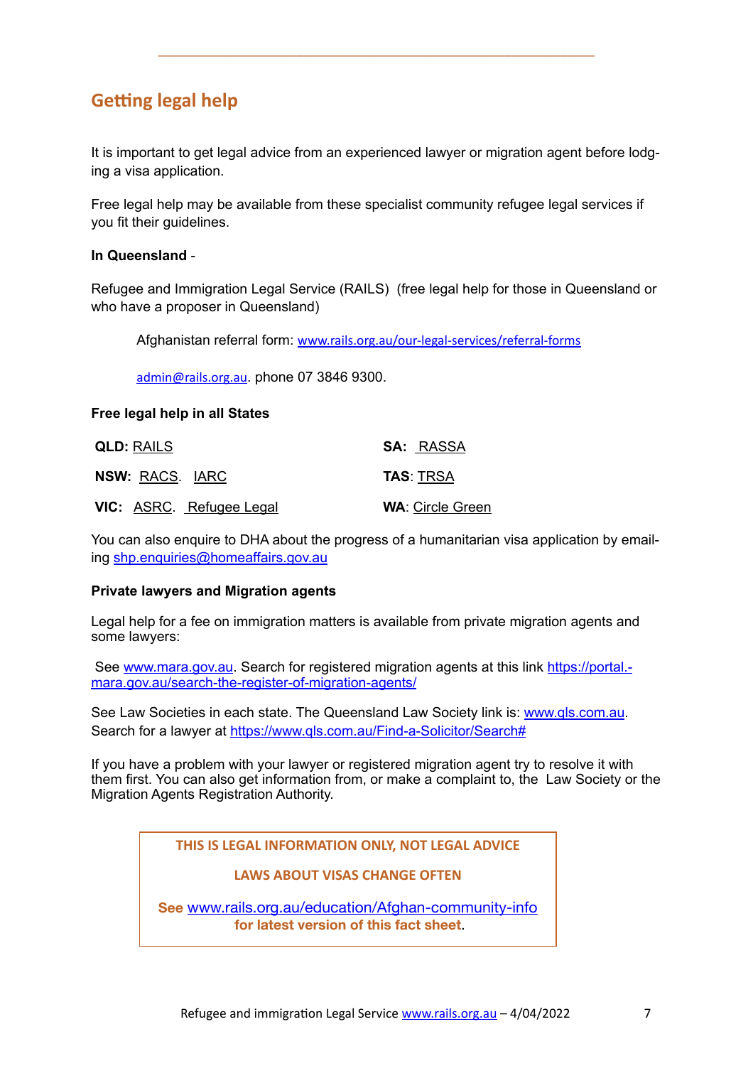## Getting legal help

It is important to get legal advice from an experienced lawyer or migration agent before lodging a visa application.

Free legal help may be available from these specialist community refugee legal services if you fit their guidelines.

**In Queensland** -

Refugee and Immigration Legal Service (RAILS) (free legal help for those in Queensland or who have a proposer in Queensland)

> Afghanistan referral form: www.rails.org.au/our-legal-services/referral-forms
>
> admin@rails.org.au. phone 07 3846 9300.

**Free legal help in all States**

| | |
|---|---|
| **QLD:** RAILS | **SA:** RASSA |
| **NSW:** RACS. IARC | **TAS**: TRSA |
| **VIC:** ASRC. Refugee Legal | **WA**: Circle Green |

You can also enquire to DHA about the progress of a humanitarian visa application by emailing shp.enquiries@homeaffairs.gov.au

**Private lawyers and Migration agents**

Legal help for a fee on immigration matters is available from private migration agents and some lawyers:

See www.mara.gov.au. Search for registered migration agents at this link https://portal.mara.gov.au/search-the-register-of-migration-agents/

See Law Societies in each state. The Queensland Law Society link is: www.qls.com.au. Search for a lawyer at https://www.qls.com.au/Find-a-Solicitor/Search#

If you have a problem with your lawyer or registered migration agent try to resolve it with them first. You can also get information from, or make a complaint to, the Law Society or the Migration Agents Registration Authority.

> **THIS IS LEGAL INFORMATION ONLY, NOT LEGAL ADVICE**
>
> **LAWS ABOUT VISAS CHANGE OFTEN**
>
> **See** www.rails.org.au/education/Afghan-community-info **for latest version of this fact sheet**.